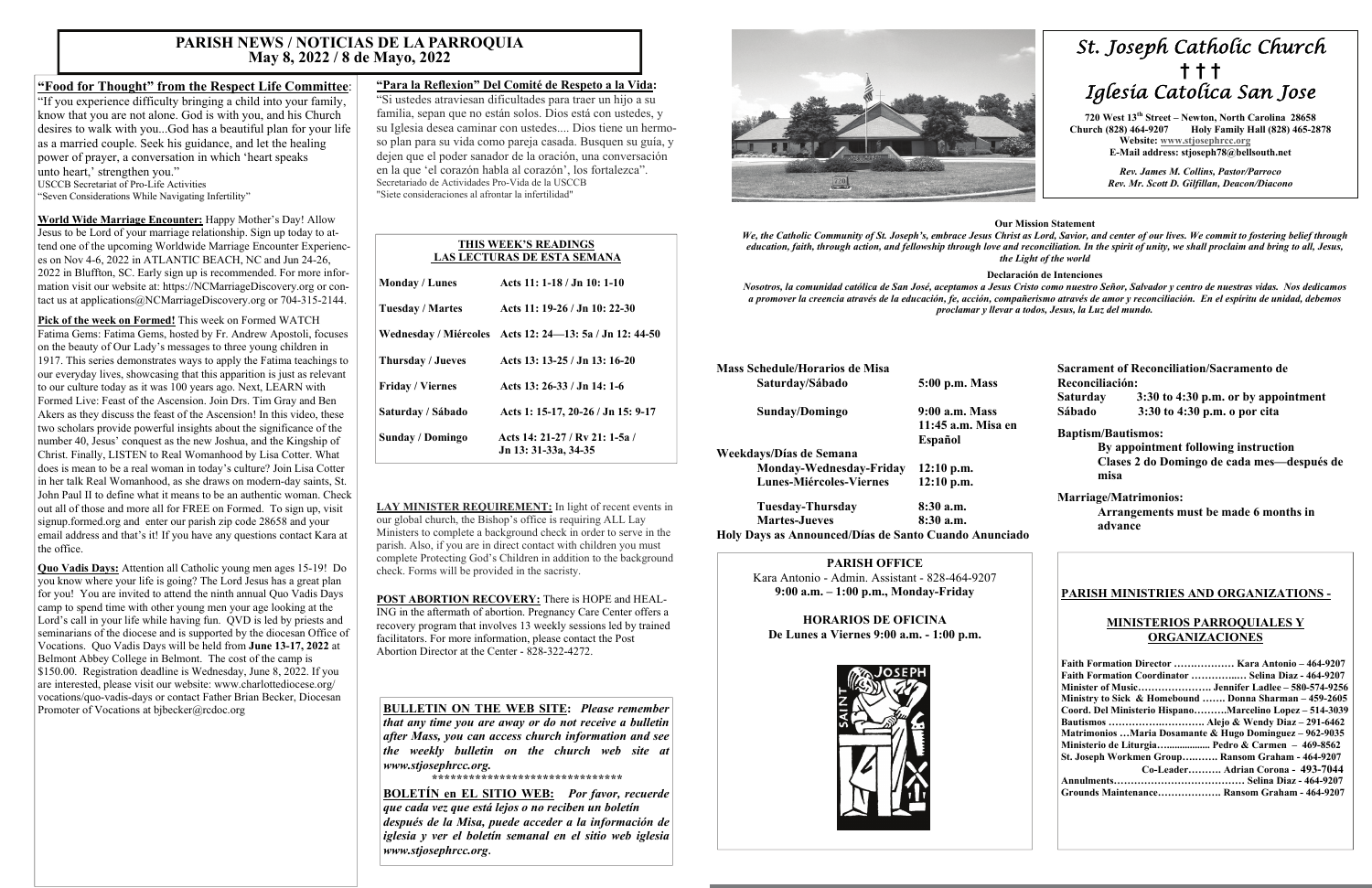# PARISH NEWS / NOTICIAS DE LA PARROQUIA
## May 8, 2022 / 8 de Mayo, 2022

**"Food for Thought" from the Respect Life Committee:** "If you experience difficulty bringing a child into your family, know that you are not alone. God is with you, and his Church desires to walk with you...God has a beautiful plan for your life as a married couple. Seek his guidance, and let the healing power of prayer, a conversation in which 'heart speaks unto heart,' strengthen you."
USCCB Secretariat of Pro-Life Activities
"Seven Considerations While Navigating Infertility"

**World Wide Marriage Encounter:** Happy Mother's Day! Allow Jesus to be Lord of your marriage relationship. Sign up today to attend one of the upcoming Worldwide Marriage Encounter Experiences on Nov 4-6, 2022 in ATLANTIC BEACH, NC and Jun 24-26, 2022 in Bluffton, SC. Early sign up is recommended. For more information visit our website at: https://NCMarriageDiscovery.org or contact us at applications@NCMarriageDiscovery.org or 704-315-2144.

**Pick of the week on Formed!** This week on Formed WATCH Fatima Gems: Fatima Gems, hosted by Fr. Andrew Apostoli, focuses on the beauty of Our Lady's messages to three young children in 1917. This series demonstrates ways to apply the Fatima teachings to our everyday lives, showcasing that this apparition is just as relevant to our culture today as it was 100 years ago. Next, LEARN with Formed Live: Feast of the Ascension. Join Drs. Tim Gray and Ben Akers as they discuss the feast of the Ascension! In this video, these two scholars provide powerful insights about the significance of the number 40, Jesus' conquest as the new Joshua, and the Kingship of Christ. Finally, LISTEN to Real Womanhood by Lisa Cotter. What does is mean to be a real woman in today's culture? Join Lisa Cotter in her talk Real Womanhood, as she draws on modern-day saints, St. John Paul II to define what it means to be an authentic woman. Check out all of those and more all for FREE on Formed. To sign up, visit signup.formed.org and enter our parish zip code 28658 and your email address and that's it! If you have any questions contact Kara at the office.

**Quo Vadis Days:** Attention all Catholic young men ages 15-19! Do you know where your life is going? The Lord Jesus has a great plan for you! You are invited to attend the ninth annual Quo Vadis Days camp to spend time with other young men your age looking at the Lord's call in your life while having fun. QVD is led by priests and seminarians of the diocese and is supported by the diocesan Office of Vocations. Quo Vadis Days will be held from **June 13-17, 2022** at Belmont Abbey College in Belmont. The cost of the camp is $150.00. Registration deadline is Wednesday, June 8, 2022. If you are interested, please visit our website: www.charlottediocese.org/vocations/quo-vadis-days or contact Father Brian Becker, Diocesan Promoter of Vocations at bjbecker@rcdoc.org

**"Para la Reflexion" Del Comité de Respeto a la Vida:**
"Si ustedes atraviesan dificultades para traer un hijo a su familia, sepan que no están solos. Dios está con ustedes, y su Iglesia desea caminar con ustedes.... Dios tiene un hermoso plan para su vida como pareja casada. Busquen su guía, y dejen que el poder sanador de la oración, una conversación en la que 'el corazón habla al corazón', los fortalezca".
Secretariado de Actividades Pro-Vida de la USCCB
"Siete consideraciones al afrontar la infertilidad"

**THIS WEEK'S READINGS / LAS LECTURAS DE ESTA SEMANA**

| | |
|---|---|
| Monday / Lunes | Acts 11: 1-18 / Jn 10: 1-10 |
| Tuesday / Martes | Acts 11: 19-26 / Jn 10: 22-30 |
| Wednesday / Miércoles | Acts 12: 24—13: 5a / Jn 12: 44-50 |
| Thursday / Jueves | Acts 13: 13-25 / Jn 13: 16-20 |
| Friday / Viernes | Acts 13: 26-33 / Jn 14: 1-6 |
| Saturday / Sábado | Acts 1: 15-17, 20-26 / Jn 15: 9-17 |
| Sunday / Domingo | Acts 14: 21-27 / Rv 21: 1-5a / Jn 13: 31-33a, 34-35 |

**LAY MINISTER REQUIREMENT:** In light of recent events in our global church, the Bishop's office is requiring ALL Lay Ministers to complete a background check in order to serve in the parish. Also, if you are in direct contact with children you must complete Protecting God's Children in addition to the background check. Forms will be provided in the sacristy.

**POST ABORTION RECOVERY:** There is HOPE and HEALING in the aftermath of abortion. Pregnancy Care Center offers a recovery program that involves 13 weekly sessions led by trained facilitators. For more information, please contact the Post Abortion Director at the Center - 828-322-4272.

**BULLETIN ON THE WEB SITE:** *Please remember that any time you are away or do not receive a bulletin after Mass, you can access church information and see the weekly bulletin on the church web site at www.stjosephrcc.org.*

*******************************

**BOLETÍN en EL SITIO WEB:** *Por favor, recuerde que cada vez que está lejos o no reciben un boletín después de la Misa, puede acceder a la información de iglesia y ver el boletín semanal en el sitio web iglesia www.stjosephrcc.org.*

# St. Joseph Catholic Church
† † †
# Iglesia Católica San Jose

**720 West 13th Street – Newton, North Carolina 28658**
**Church (828) 464-9207 Holy Family Hall (828) 465-2878**
**Website: www.stjosephrcc.org**
**E-Mail address: stjoseph78@bellsouth.net**

*Rev. James M. Collins, Pastor/Parroco*
*Rev. Mr. Scott D. Gilfillan, Deacon/Diacono*

**Our Mission Statement**

*We, the Catholic Community of St. Joseph's, embrace Jesus Christ as Lord, Savior, and center of our lives. We commit to fostering belief through education, faith, through action, and fellowship through love and reconciliation. In the spirit of unity, we shall proclaim and bring to all, Jesus, the Light of the world*

**Declaración de Intenciones**

*Nosotros, la comunidad católica de San José, aceptamos a Jesus Cristo como nuestro Señor, Salvador y centro de nuestras vidas. Nos dedicamos a promover la creencia através de la educación, fe, acción, compañerismo através de amor y reconciliación. En el espíritu de unidad, debemos proclamar y llevar a todos, Jesus, la Luz del mundo.*

**Mass Schedule/Horarios de Misa**

| | |
|---|---|
| Saturday/Sábado | 5:00 p.m. Mass |
| Sunday/Domingo | 9:00 a.m. Mass; 11:45 a.m. Misa en Español |
| **Weekdays/Días de Semana** | |
| Monday-Wednesday-Friday | 12:10 p.m. |
| Lunes-Miércoles-Viernes | 12:10 p.m. |
| Tuesday-Thursday | 8:30 a.m. |
| Martes-Jueves | 8:30 a.m. |

**Holy Days as Announced/Días de Santo Cuando Anunciado**

**Sacrament of Reconciliation/Sacramento de Reconciliación:**
**Saturday 3:30 to 4:30 p.m. or by appointment**
**Sábado 3:30 to 4:30 p.m. o por cita**

**Baptism/Bautismos:**
**By appointment following instruction**
**Clases 2 do Domingo de cada mes—después de misa**

**Marriage/Matrimonios:**
**Arrangements must be made 6 months in advance**

**PARISH OFFICE**
Kara Antonio - Admin. Assistant - 828-464-9207
**9:00 a.m. – 1:00 p.m., Monday-Friday**

**HORARIOS DE OFICINA**
**De Lunes a Viernes 9:00 a.m. - 1:00 p.m.**

## PARISH MINISTRIES AND ORGANIZATIONS - MINISTERIOS PARROQUIALES Y ORGANIZACIONES

**Faith Formation Director ……………… Kara Antonio – 464-9207**
**Faith Formation Coordinator …………..… Selina Diaz - 464-9207**
**Minister of Music…………………. Jennifer Ladlee – 580-574-9256**
**Ministry to Sick & Homebound ……. Donna Sharman – 459-2605**
**Coord. Del Ministerio Hispano……….Marcelino Lopez – 514-3039**
**Bautismos ……………..………. Alejo & Wendy Diaz – 291-6462**
**Matrimonios …Maria Dosamante & Hugo Dominguez – 962-9035**
**Ministerio de Liturgia…................ Pedro & Carmen – 469-8562**
**St. Joseph Workmen Group…..…… Ransom Graham - 464-9207**
**Co-Leader………. Adrian Corona - 493-7044**
**Annulments…………………………………. Selina Diaz - 464-9207**
**Grounds Maintenance………………. Ransom Graham - 464-9207**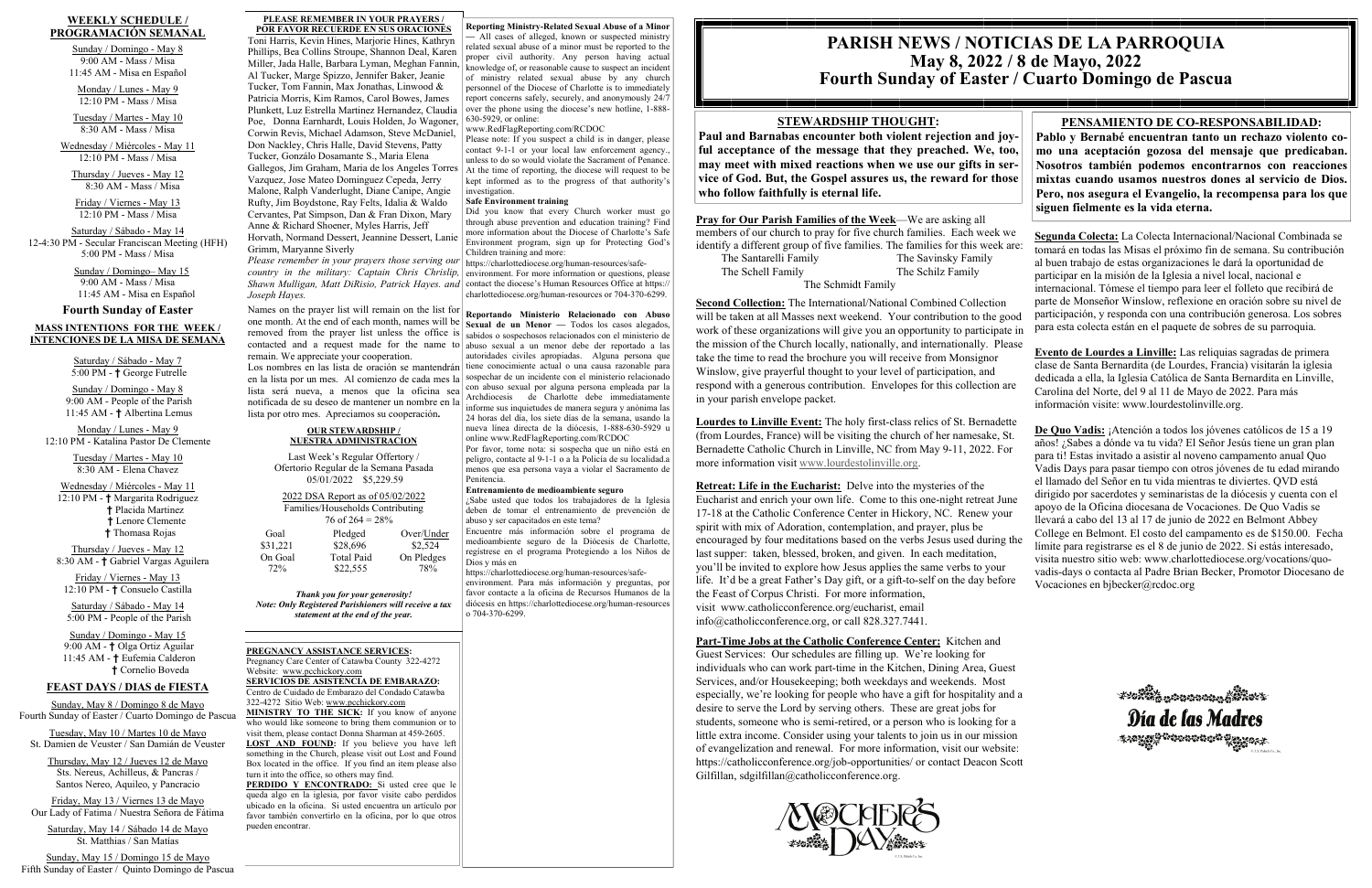## WEEKLY SCHEDULE / PROGRAMACIÓN SEMANAL

Sunday / Domingo - May 8
9:00 AM - Mass / Misa
11:45 AM - Misa en Español

Monday / Lunes - May 9
12:10 PM - Mass / Misa

Tuesday / Martes - May 10
8:30 AM - Mass / Misa

Wednesday / Miércoles - May 11
12:10 PM - Mass / Misa

Thursday / Jueves - May 12
8:30 AM - Mass / Misa

Friday / Viernes - May 13
12:10 PM - Mass / Misa

Saturday / Sábado - May 14
12-4:30 PM - Secular Franciscan Meeting (HFH)
5:00 PM - Mass / Misa

Sunday / Domingo– May 15
9:00 AM - Mass / Misa
11:45 AM - Misa en Español

### Fourth Sunday of Easter

### MASS INTENTIONS FOR THE WEEK / INTENCIONES DE LA MISA DE SEMANA

Saturday / Sábado - May 7
5:00 PM - † George Futrelle

Sunday / Domingo - May 8
9:00 AM - People of the Parish
11:45 AM - † Albertina Lemus

Monday / Lunes - May 9
12:10 PM - Katalina Pastor De Clemente

Tuesday / Martes - May 10
8:30 AM - Elena Chavez

Wednesday / Miércoles - May 11
12:10 PM - † Margarita Rodriguez
† Placida Martinez
† Lenore Clemente
† Thomasa Rojas

Thursday / Jueves - May 12
8:30 AM - † Gabriel Vargas Aguilera

Friday / Viernes - May 13
12:10 PM - † Consuelo Castilla

Saturday / Sábado - May 14
5:00 PM - People of the Parish

Sunday / Domingo - May 15
9:00 AM - † Olga Ortiz Aguilar
11:45 AM - † Eufemia Calderon
† Cornelio Boveda

### FEAST DAYS / DIAS de FIESTA

Sunday, May 8 / Domingo 8 de Mayo
Fourth Sunday of Easter / Cuarto Domingo de Pascua

Tuesday, May 10 / Martes 10 de Mayo
St. Damien de Veuster / San Damián de Veuster

Thursday, May 12 / Jueves 12 de Mayo
Sts. Nereus, Achilleus, & Pancras / Santos Nereo, Aquileo, y Pancracio

Friday, May 13 / Viernes 13 de Mayo
Our Lady of Fatima / Nuestra Señora de Fátima

Saturday, May 14 / Sábado 14 de Mayo
St. Matthias / San Matías

Sunday, May 15 / Domingo 15 de Mayo
Fifth Sunday of Easter / Quinto Domingo de Pascua

### PLEASE REMEMBER IN YOUR PRAYERS / POR FAVOR RECUERDE EN SUS ORACIONES

Toni Harris, Kevin Hines, Marjorie Hines, Kathryn Phillips, Bea Collins Stroupe, Shannon Deal, Karen Miller, Jada Halle, Barbara Lyman, Meghan Fannin, Al Tucker, Marge Spizzo, Jennifer Baker, Jeanie Tucker, Tom Fannin, Max Jonathas, Linwood & Patricia Morris, Kim Ramos, Carol Bowes, James Plunkett, Luz Estrella Martinez Hernandez, Claudia Poe, Donna Earnhardt, Louis Holden, Jo Wagoner, Corwin Revis, Michael Adamson, Steve McDaniel, Don Nackley, Chris Halle, David Stevens, Patty Tucker, Gonzálo Dosamante S., Maria Elena Gallegos, Jim Graham, Maria de los Angeles Torres Vazquez, Jose Mateo Dominguez Cepeda, Jerry Malone, Ralph Vanderlught, Diane Canipe, Angie Rufty, Jim Boydstone, Ray Felts, Idalia & Waldo Cervantes, Pat Simpson, Dan & Fran Dixon, Mary Anne & Richard Shoener, Myles Harris, Jeff Horvath, Normand Dessert, Jeannine Dessert, Lanie Grimm, Maryanne Siverly

*Please remember in your prayers those serving our country in the military: Captain Chris Chrislip, Shawn Mulligan, Matt DiRisio, Patrick Hayes. and Joseph Hayes.*

Names on the prayer list will remain on the list for one month. At the end of each month, names will be removed from the prayer list unless the office is contacted and a request made for the name to remain. We appreciate your cooperation.

Los nombres en las lista de oración se mantendrán en la lista por un mes. Al comienzo de cada mes la lista será nueva, a menos que la oficina sea notificada de su deseo de mantener un nombre en la lista por otro mes. Apreciamos su cooperación**.**

### OUR STEWARDSHIP / NUESTRA ADMINISTRACION

Last Week's Regular Offertory / Ofertorio Regular de la Semana Pasada
05/01/2022 $5,229.59

2022 DSA Report as of 05/02/2022
Families/Households Contributing
76 of 264 = 28%

| Goal | Pledged | Over/Under |
|---|---|---|
| $31,221 | $28,696 | $2,524 |
| On Goal | Total Paid | On Pledges |
| 72% | $22,555 | 78% |

***Thank you for your generosity!***
***Note: Only Registered Parishioners will receive a tax statement at the end of the year.***

**PREGNANCY ASSISTANCE SERVICES:**
Pregnancy Care Center of Catawba County 322-4272
Website: www.pcchickory.com

**SERVICIOS DE ASISTENCIA DE EMBARAZO:**
Centro de Cuidado de Embarazo del Condado Catawba 322-4272 Sitio Web: www.pcchickory.com

**MINISTRY TO THE SICK:** If you know of anyone who would like someone to bring them communion or to visit them, please contact Donna Sharman at 459-2605.

**LOST AND FOUND:** If you believe you have left something in the Church, please visit out Lost and Found Box located in the office. If you find an item please also turn it into the office, so others may find.

**PERDIDO Y ENCONTRADO:** Si usted cree que le queda algo en la iglesia, por favor visite cabo perdidos ubicado en la oficina. Si usted encuentra un artículo por favor también convertirlo en la oficina, por lo que otros pueden encontrar.

**Reporting Ministry-Related Sexual Abuse of a Minor** — All cases of alleged, known or suspected ministry related sexual abuse of a minor must be reported to the proper civil authority. Any person having actual knowledge of, or reasonable cause to suspect an incident of ministry related sexual abuse by any church personnel of the Diocese of Charlotte is to immediately report concerns safely, securely, and anonymously 24/7 over the phone using the diocese's new hotline, 1-888-630-5929, or online:
www.RedFlagReporting.com/RCDOC
Please note: If you suspect a child is in danger, please contact 9-1-1 or your local law enforcement agency., unless to do so would violate the Sacrament of Penance. At the time of reporting, the diocese will request to be kept informed as to the progress of that authority's investigation.

**Safe Environment training**
Did you know that every Church worker must go through abuse prevention and education training? Find more information about the Diocese of Charlotte's Safe Environment program, sign up for Protecting God's Children training and more:
https://charlottediocese.org/human-resources/safe-environment. For more information or questions, please contact the diocese's Human Resources Office at https://charlottediocese.org/human-resources or 704-370-6299.

**Reportando Ministerio Relacionado con Abuso Sexual de un Menor** — Todos los casos alegados, sabidos o sospechosos relacionados con el ministerio de abuso sexual a un menor debe der reportado a las autoridades civiles apropiadas. Alguna persona que tiene conocimiento actual o una causa razonable para sospechar de un incidente con el ministerio relacionado con abuso sexual por alguna persona empleada par la Archdiocesis de Charlotte debe immediatamente informe sus inquietudes de manera segura y anónima las 24 horas del día, los siete días de la semana, usando la nueva línea directa de la diócesis, 1-888-630-5929 u online www.RedFlagReporting.com/RCDOC
Por favor, tome nota: si sospecha que un niño está en peligro, contacte al 9-1-1 o a la Policía de su localidad.a menos que esa persona vaya a violar el Sacramento de Penitencia.

**Entrenamiento de medioambiente seguro**
¿Sabe usted que todos los trabajadores de la Iglesia deben de tomar el entrenamiento de prevención de abuso y ser capacitados en este tema?
Encuentre más información sobre el programa de medioambiente seguro de la Diócesis de Charlotte, regístrese en el programa Protegiendo a los Niños de Dios y más en
https://charlottediocese.org/human-resources/safe-environment. Para más información y preguntas, por favor contacte a la oficina de Recursos Humanos de la diócesis en https://charlottediocese.org/human-resources o 704-370-6299.

# PARISH NEWS / NOTICIAS DE LA PARROQUIA
# May 8, 2022 / 8 de Mayo, 2022
# Fourth Sunday of Easter / Cuarto Domingo de Pascua

### STEWARDSHIP THOUGHT:

**Paul and Barnabas encounter both violent rejection and joyful acceptance of the message that they preached. We, too, may meet with mixed reactions when we use our gifts in service of God. But, the Gospel assures us, the reward for those who follow faithfully is eternal life.**

**Pray for Our Parish Families of the Week**—We are asking all members of our church to pray for five church families. Each week we identify a different group of five families. The families for this week are:
The Santarelli Family — The Savinsky Family
The Schell Family — The Schilz Family
The Schmidt Family

**Second Collection:** The International/National Combined Collection will be taken at all Masses next weekend. Your contribution to the good work of these organizations will give you an opportunity to participate in the mission of the Church locally, nationally, and internationally. Please take the time to read the brochure you will receive from Monsignor Winslow, give prayerful thought to your level of participation, and respond with a generous contribution. Envelopes for this collection are in your parish envelope packet.

**Lourdes to Linville Event:** The holy first-class relics of St. Bernadette (from Lourdes, France) will be visiting the church of her namesake, St. Bernadette Catholic Church in Linville, NC from May 9-11, 2022. For more information visit www.lourdestolinville.org.

**Retreat: Life in the Eucharist:** Delve into the mysteries of the Eucharist and enrich your own life. Come to this one-night retreat June 17-18 at the Catholic Conference Center in Hickory, NC. Renew your spirit with mix of Adoration, contemplation, and prayer, plus be encouraged by four meditations based on the verbs Jesus used during the last supper: taken, blessed, broken, and given. In each meditation, you'll be invited to explore how Jesus applies the same verbs to your life. It'd be a great Father's Day gift, or a gift-to-self on the day before the Feast of Corpus Christi. For more information, visit www.catholicconference.org/eucharist, email info@catholicconference.org, or call 828.327.7441.

**Part-Time Jobs at the Catholic Conference Center:** Kitchen and Guest Services: Our schedules are filling up. We're looking for individuals who can work part-time in the Kitchen, Dining Area, Guest Services, and/or Housekeeping; both weekdays and weekends. Most especially, we're looking for people who have a gift for hospitality and a desire to serve the Lord by serving others. These are great jobs for students, someone who is semi-retired, or a person who is looking for a little extra income. Consider using your talents to join us in our mission of evangelization and renewal. For more information, visit our website: https://catholicconference.org/job-opportunities/ or contact Deacon Scott Gilfillan, sdgilfillan@catholicconference.org.

Mother's Day

### PENSAMIENTO DE CO-RESPONSABILIDAD:

**Pablo y Bernabé encuentran tanto un rechazo violento como una aceptación gozosa del mensaje que predicaban. Nosotros también podemos encontrarnos con reacciones mixtas cuando usamos nuestros dones al servicio de Dios. Pero, nos asegura el Evangelio, la recompensa para los que siguen fielmente es la vida eterna.**

**Segunda Colecta:** La Colecta Internacional/Nacional Combinada se tomará en todas las Misas el próximo fin de semana. Su contribución al buen trabajo de estas organizaciones le dará la oportunidad de participar en la misión de la Iglesia a nivel local, nacional e internacional. Tómese el tiempo para leer el folleto que recibirá de parte de Monseñor Winslow, reflexione en oración sobre su nivel de participación, y responda con una contribución generosa. Los sobres para esta colecta están en el paquete de sobres de su parroquia.

**Evento de Lourdes a Linville:** Las reliquias sagradas de primera clase de Santa Bernardita (de Lourdes, Francia) visitarán la iglesia dedicada a ella, la Iglesia Católica de Santa Bernardita en Linville, Carolina del Norte, del 9 al 11 de Mayo de 2022. Para más información visite: www.lourdestolinville.org.

**De Quo Vadis:** ¡Atención a todos los jóvenes católicos de 15 a 19 años! ¿Sabes a dónde va tu vida? El Señor Jesús tiene un gran plan para ti! Estas invitado a asistir al nuevo campamento anual Quo Vadis Days para pasar tiempo con otros jóvenes de tu edad mirando el llamado del Señor en tu vida mientras te diviertes. QVD está dirigido por sacerdotes y seminaristas de la diócesis y cuenta con el apoyo de la Oficina diocesana de Vocaciones. De Quo Vadis se llevará a cabo del 13 al 17 de junio de 2022 en Belmont Abbey College en Belmont. El costo del campamento es de $150.00. Fecha límite para registrarse es el 8 de junio de 2022. Si estás interesado, visita nuestro sitio web: www.charlottediocese.org/vocations/quo-vadis-days o contacta al Padre Brian Becker, Promotor Diocesano de Vocaciones en bjbecker@rcdoc.org

Día de las Madres